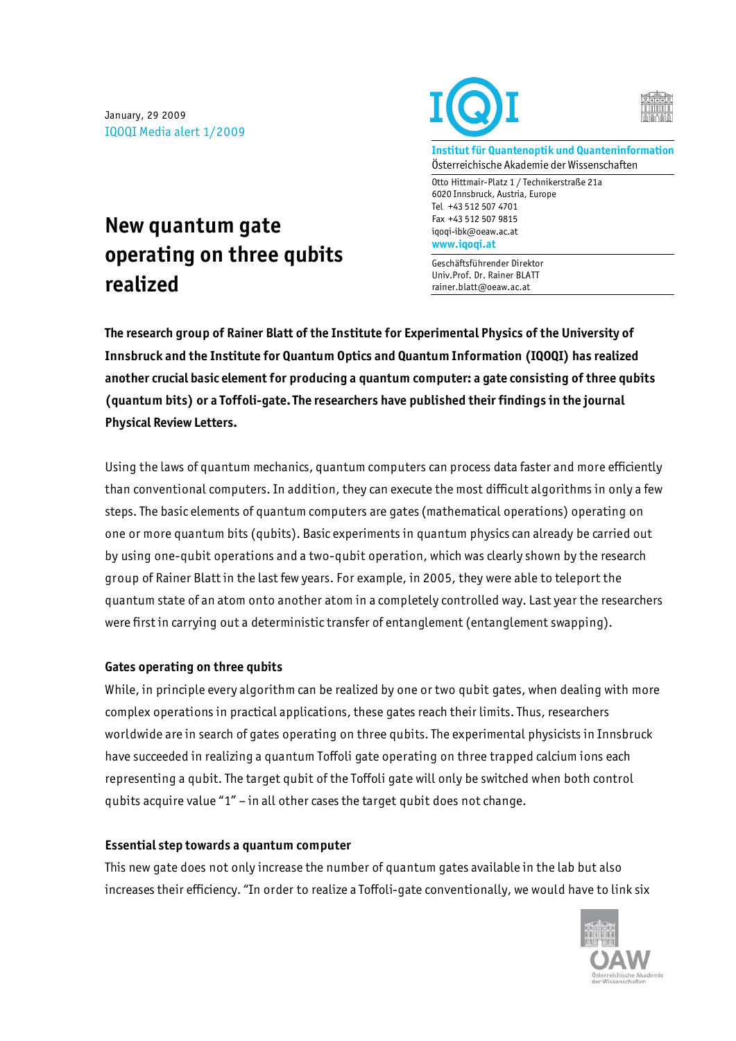January, 29 2009
IQOQI Media alert 1/2009

**Institut für Quantenoptik und Quanteninformation**
Österreichische Akademie der Wissenschaften

Otto Hittmair-Platz 1 / Technikerstraße 21a
6020 Innsbruck, Austria, Europe
Tel +43 512 507 4701
Fax +43 512 507 9815
iqoqi-ibk@oeaw.ac.at
**www.iqoqi.at**

Geschäftsführender Direktor
Univ.Prof. Dr. Rainer BLATT
rainer.blatt@oeaw.ac.at

# New quantum gate operating on three qubits realized

**The research group of Rainer Blatt of the Institute for Experimental Physics of the University of Innsbruck and the Institute for Quantum Optics and Quantum Information (IQOQI) has realized another crucial basic element for producing a quantum computer: a gate consisting of three qubits (quantum bits) or a Toffoli-gate. The researchers have published their findings in the journal Physical Review Letters.**

Using the laws of quantum mechanics, quantum computers can process data faster and more efficiently than conventional computers. In addition, they can execute the most difficult algorithms in only a few steps. The basic elements of quantum computers are gates (mathematical operations) operating on one or more quantum bits (qubits). Basic experiments in quantum physics can already be carried out by using one-qubit operations and a two-qubit operation, which was clearly shown by the research group of Rainer Blatt in the last few years. For example, in 2005, they were able to teleport the quantum state of an atom onto another atom in a completely controlled way. Last year the researchers were first in carrying out a deterministic transfer of entanglement (entanglement swapping).

### Gates operating on three qubits

While, in principle every algorithm can be realized by one or two qubit gates, when dealing with more complex operations in practical applications, these gates reach their limits. Thus, researchers worldwide are in search of gates operating on three qubits. The experimental physicists in Innsbruck have succeeded in realizing a quantum Toffoli gate operating on three trapped calcium ions each representing a qubit. The target qubit of the Toffoli gate will only be switched when both control qubits acquire value "1" – in all other cases the target qubit does not change.

### Essential step towards a quantum computer

This new gate does not only increase the number of quantum gates available in the lab but also increases their efficiency. "In order to realize a Toffoli-gate conventionally, we would have to link six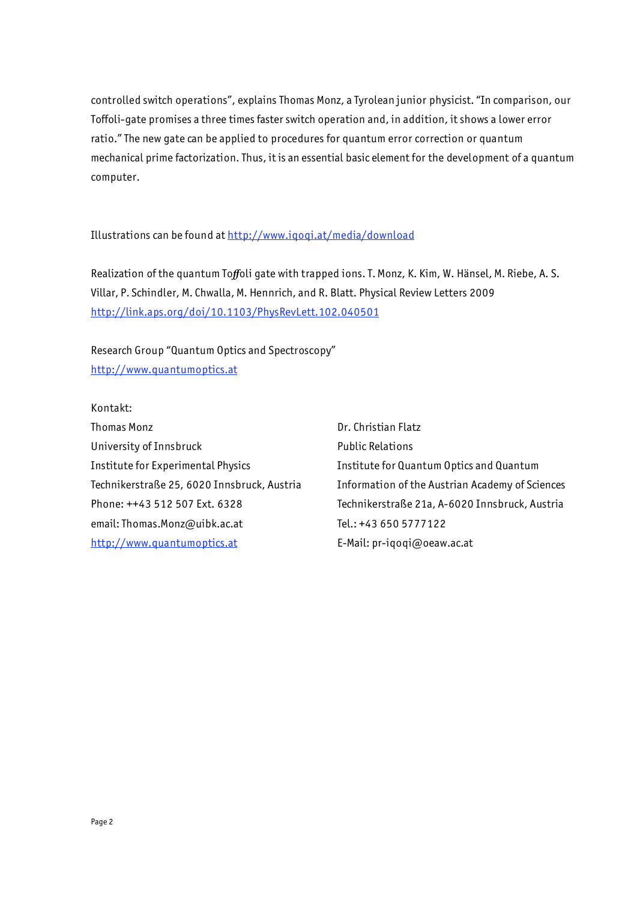controlled switch operations", explains Thomas Monz, a Tyrolean junior physicist. "In comparison, our Toffoli-gate promises a three times faster switch operation and, in addition, it shows a lower error ratio." The new gate can be applied to procedures for quantum error correction or quantum mechanical prime factorization. Thus, it is an essential basic element for the development of a quantum computer.

Illustrations can be found at http://www.iqoqi.at/media/download

Realization of the quantum Toffoli gate with trapped ions. T. Monz, K. Kim, W. Hänsel, M. Riebe, A. S. Villar, P. Schindler, M. Chwalla, M. Hennrich, and R. Blatt. Physical Review Letters 2009
http://link.aps.org/doi/10.1103/PhysRevLett.102.040501

Research Group "Quantum Optics and Spectroscopy"
http://www.quantumoptics.at

Kontakt:

Thomas Monz
University of Innsbruck
Institute for Experimental Physics
Technikerstraße 25, 6020 Innsbruck, Austria
Phone: ++43 512 507 Ext. 6328
email: Thomas.Monz@uibk.ac.at
http://www.quantumoptics.at

Dr. Christian Flatz
Public Relations
Institute for Quantum Optics and Quantum Information of the Austrian Academy of Sciences
Technikerstraße 21a, A-6020 Innsbruck, Austria
Tel.: +43 650 5777122
E-Mail: pr-iqoqi@oeaw.ac.at